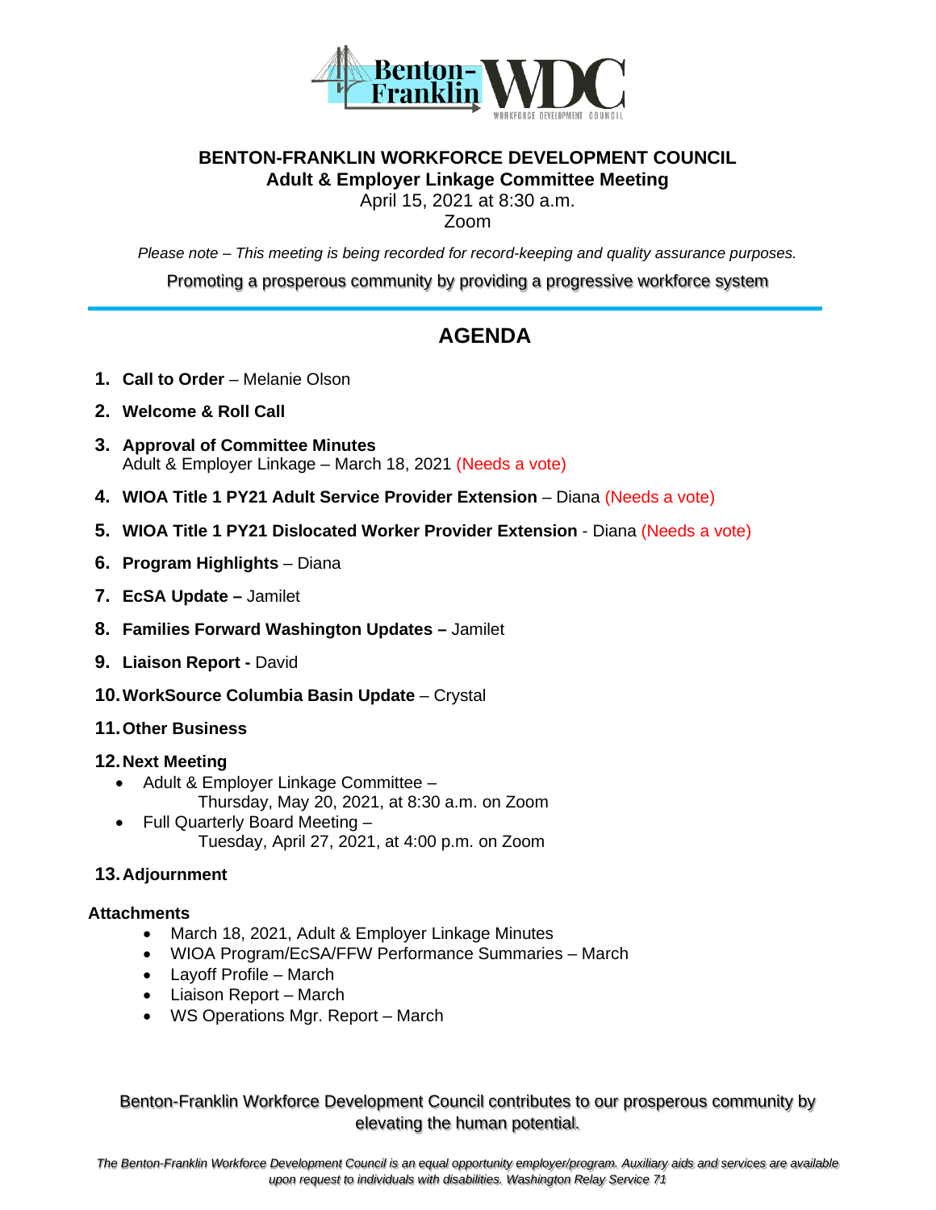# BENTON-FRANKLIN WORKFORCE DEVELOPMENT COUNCIL

## Adult & Employer Linkage Committee Meeting

April 15, 2021 at 8:30 a.m.

Zoom

*Please note – This meeting is being recorded for record-keeping and quality assurance purposes.*

Promoting a prosperous community by providing a progressive workforce system

## AGENDA

1. **Call to Order** – Melanie Olson
2. **Welcome & Roll Call**
3. **Approval of Committee Minutes**
   Adult & Employer Linkage – March 18, 2021 (Needs a vote)
4. **WIOA Title 1 PY21 Adult Service Provider Extension** – Diana (Needs a vote)
5. **WIOA Title 1 PY21 Dislocated Worker Provider Extension** - Diana (Needs a vote)
6. **Program Highlights** – Diana
7. **EcSA Update –** Jamilet
8. **Families Forward Washington Updates –** Jamilet
9. **Liaison Report -** David
10. **WorkSource Columbia Basin Update** – Crystal
11. **Other Business**
12. **Next Meeting**
    - Adult & Employer Linkage Committee –
      Thursday, May 20, 2021, at 8:30 a.m. on Zoom
    - Full Quarterly Board Meeting –
      Tuesday, April 27, 2021, at 4:00 p.m. on Zoom
13. **Adjournment**

**Attachments**

- March 18, 2021, Adult & Employer Linkage Minutes
- WIOA Program/EcSA/FFW Performance Summaries – March
- Layoff Profile – March
- Liaison Report – March
- WS Operations Mgr. Report – March

Benton-Franklin Workforce Development Council contributes to our prosperous community by elevating the human potential.

*The Benton-Franklin Workforce Development Council is an equal opportunity employer/program. Auxiliary aids and services are available upon request to individuals with disabilities. Washington Relay Service 71*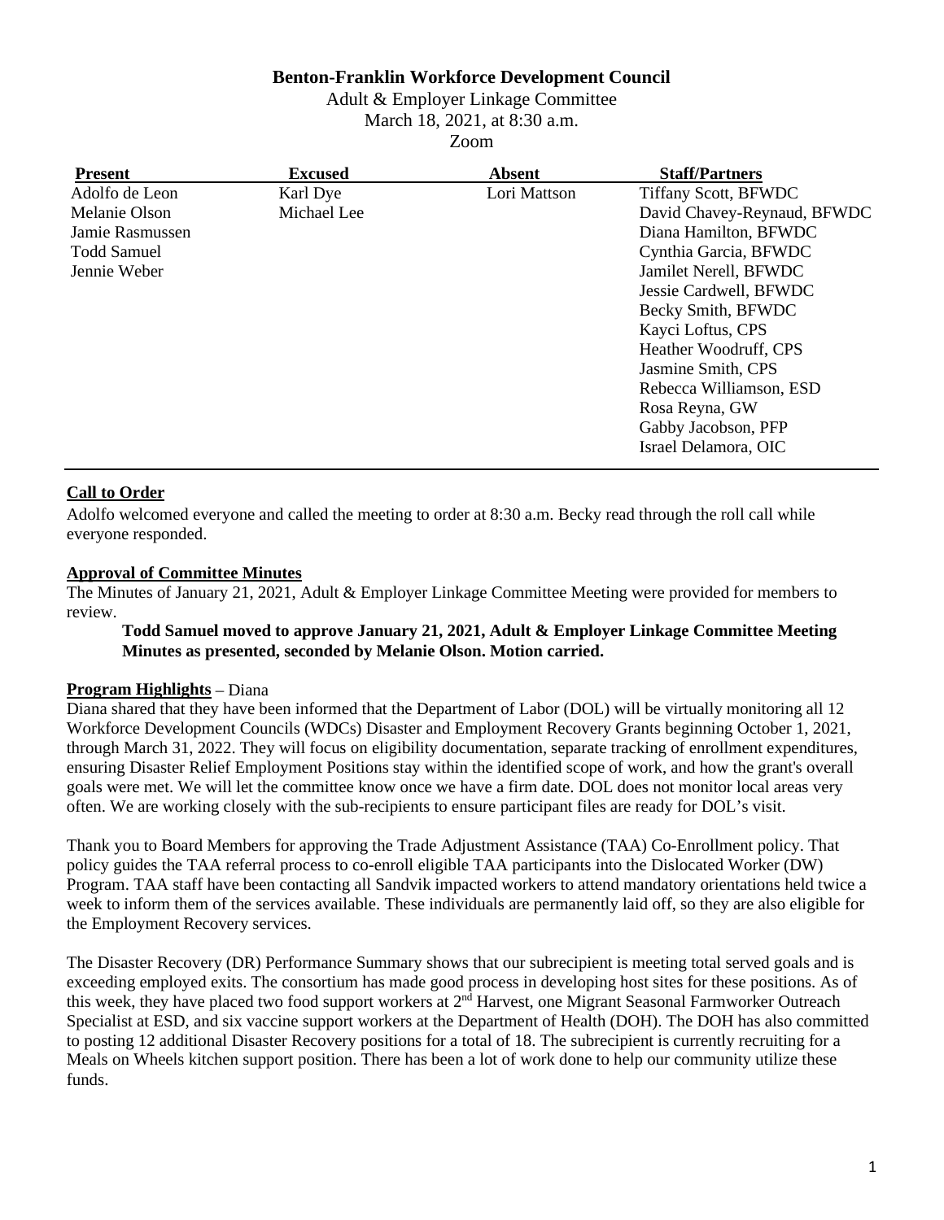# Benton-Franklin Workforce Development Council

Adult & Employer Linkage Committee
March 18, 2021, at 8:30 a.m.
Zoom

| Present | Excused | Absent | Staff/Partners |
|---|---|---|---|
| Adolfo de Leon | Karl Dye | Lori Mattson | Tiffany Scott, BFWDC |
| Melanie Olson | Michael Lee | | David Chavey-Reynaud, BFWDC |
| Jamie Rasmussen | | | Diana Hamilton, BFWDC |
| Todd Samuel | | | Cynthia Garcia, BFWDC |
| Jennie Weber | | | Jamilet Nerell, BFWDC |
| | | | Jessie Cardwell, BFWDC |
| | | | Becky Smith, BFWDC |
| | | | Kayci Loftus, CPS |
| | | | Heather Woodruff, CPS |
| | | | Jasmine Smith, CPS |
| | | | Rebecca Williamson, ESD |
| | | | Rosa Reyna, GW |
| | | | Gabby Jacobson, PFP |
| | | | Israel Delamora, OIC |

**Call to Order**

Adolfo welcomed everyone and called the meeting to order at 8:30 a.m. Becky read through the roll call while everyone responded.

**Approval of Committee Minutes**

The Minutes of January 21, 2021, Adult & Employer Linkage Committee Meeting were provided for members to review.

> **Todd Samuel moved to approve January 21, 2021, Adult & Employer Linkage Committee Meeting Minutes as presented, seconded by Melanie Olson. Motion carried.**

**Program Highlights** – Diana

Diana shared that they have been informed that the Department of Labor (DOL) will be virtually monitoring all 12 Workforce Development Councils (WDCs) Disaster and Employment Recovery Grants beginning October 1, 2021, through March 31, 2022. They will focus on eligibility documentation, separate tracking of enrollment expenditures, ensuring Disaster Relief Employment Positions stay within the identified scope of work, and how the grant's overall goals were met. We will let the committee know once we have a firm date. DOL does not monitor local areas very often. We are working closely with the sub-recipients to ensure participant files are ready for DOL's visit.

Thank you to Board Members for approving the Trade Adjustment Assistance (TAA) Co-Enrollment policy. That policy guides the TAA referral process to co-enroll eligible TAA participants into the Dislocated Worker (DW) Program. TAA staff have been contacting all Sandvik impacted workers to attend mandatory orientations held twice a week to inform them of the services available. These individuals are permanently laid off, so they are also eligible for the Employment Recovery services.

The Disaster Recovery (DR) Performance Summary shows that our subrecipient is meeting total served goals and is exceeding employed exits. The consortium has made good process in developing host sites for these positions. As of this week, they have placed two food support workers at 2nd Harvest, one Migrant Seasonal Farmworker Outreach Specialist at ESD, and six vaccine support workers at the Department of Health (DOH). The DOH has also committed to posting 12 additional Disaster Recovery positions for a total of 18. The subrecipient is currently recruiting for a Meals on Wheels kitchen support position. There has been a lot of work done to help our community utilize these funds.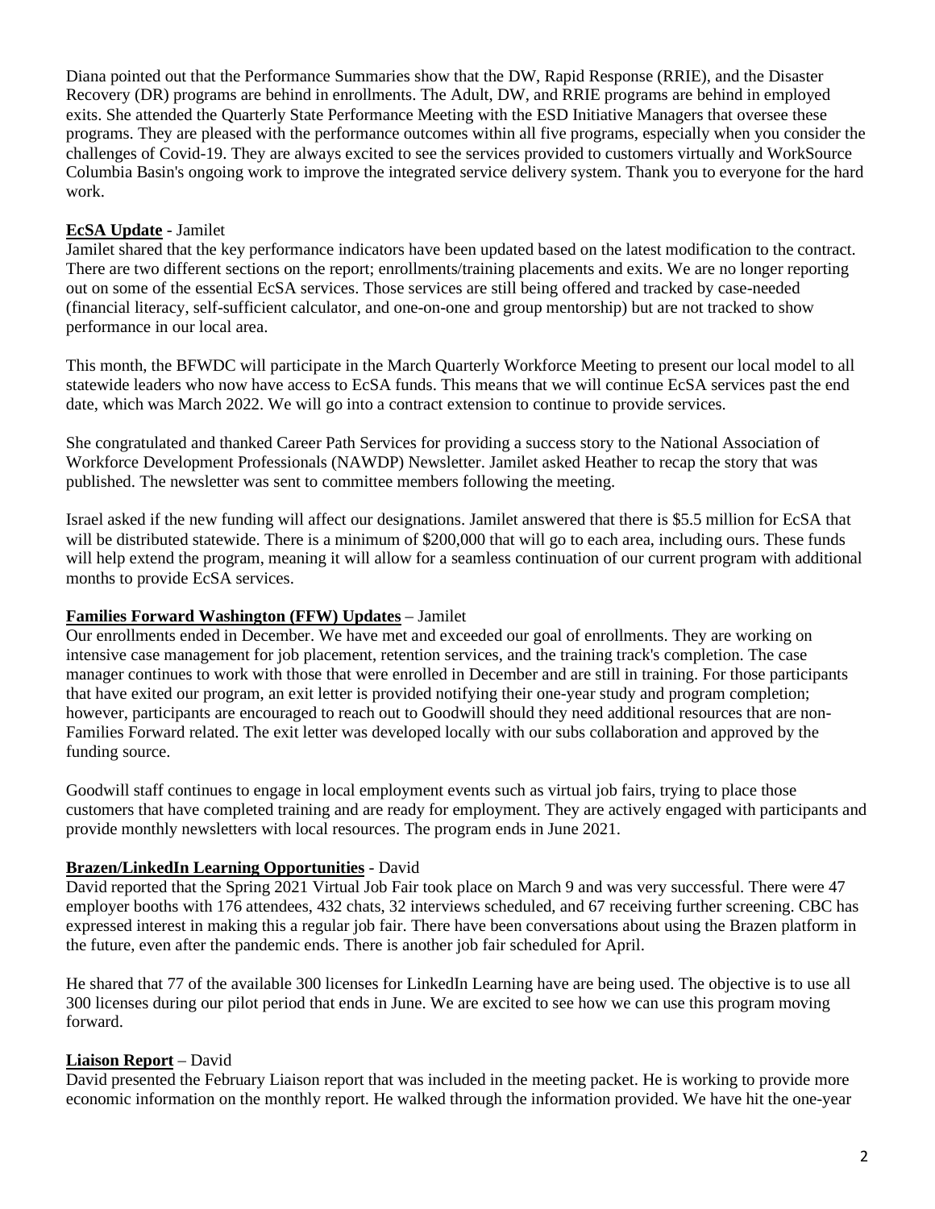Diana pointed out that the Performance Summaries show that the DW, Rapid Response (RRIE), and the Disaster Recovery (DR) programs are behind in enrollments. The Adult, DW, and RRIE programs are behind in employed exits. She attended the Quarterly State Performance Meeting with the ESD Initiative Managers that oversee these programs. They are pleased with the performance outcomes within all five programs, especially when you consider the challenges of Covid-19. They are always excited to see the services provided to customers virtually and WorkSource Columbia Basin's ongoing work to improve the integrated service delivery system. Thank you to everyone for the hard work.

**EcSA Update** - Jamilet

Jamilet shared that the key performance indicators have been updated based on the latest modification to the contract. There are two different sections on the report; enrollments/training placements and exits. We are no longer reporting out on some of the essential EcSA services. Those services are still being offered and tracked by case-needed (financial literacy, self-sufficient calculator, and one-on-one and group mentorship) but are not tracked to show performance in our local area.

This month, the BFWDC will participate in the March Quarterly Workforce Meeting to present our local model to all statewide leaders who now have access to EcSA funds. This means that we will continue EcSA services past the end date, which was March 2022. We will go into a contract extension to continue to provide services.

She congratulated and thanked Career Path Services for providing a success story to the National Association of Workforce Development Professionals (NAWDP) Newsletter. Jamilet asked Heather to recap the story that was published. The newsletter was sent to committee members following the meeting.

Israel asked if the new funding will affect our designations. Jamilet answered that there is $5.5 million for EcSA that will be distributed statewide. There is a minimum of $200,000 that will go to each area, including ours. These funds will help extend the program, meaning it will allow for a seamless continuation of our current program with additional months to provide EcSA services.

**Families Forward Washington (FFW) Updates** – Jamilet

Our enrollments ended in December. We have met and exceeded our goal of enrollments. They are working on intensive case management for job placement, retention services, and the training track's completion. The case manager continues to work with those that were enrolled in December and are still in training. For those participants that have exited our program, an exit letter is provided notifying their one-year study and program completion; however, participants are encouraged to reach out to Goodwill should they need additional resources that are non-Families Forward related. The exit letter was developed locally with our subs collaboration and approved by the funding source.

Goodwill staff continues to engage in local employment events such as virtual job fairs, trying to place those customers that have completed training and are ready for employment. They are actively engaged with participants and provide monthly newsletters with local resources. The program ends in June 2021.

**Brazen/LinkedIn Learning Opportunities** - David

David reported that the Spring 2021 Virtual Job Fair took place on March 9 and was very successful. There were 47 employer booths with 176 attendees, 432 chats, 32 interviews scheduled, and 67 receiving further screening. CBC has expressed interest in making this a regular job fair. There have been conversations about using the Brazen platform in the future, even after the pandemic ends. There is another job fair scheduled for April.

He shared that 77 of the available 300 licenses for LinkedIn Learning have are being used. The objective is to use all 300 licenses during our pilot period that ends in June. We are excited to see how we can use this program moving forward.

**Liaison Report** – David

David presented the February Liaison report that was included in the meeting packet. He is working to provide more economic information on the monthly report. He walked through the information provided. We have hit the one-year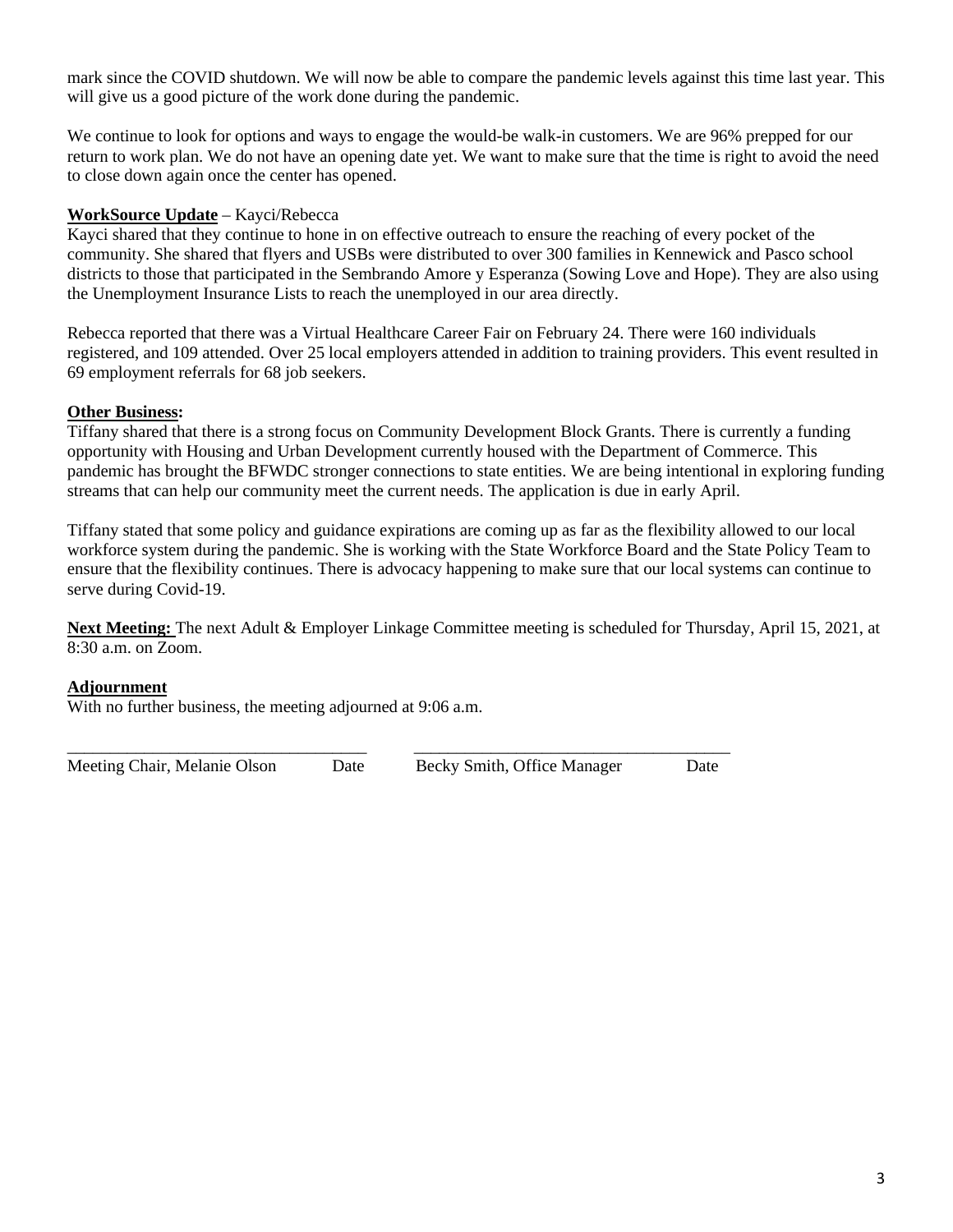mark since the COVID shutdown. We will now be able to compare the pandemic levels against this time last year. This will give us a good picture of the work done during the pandemic.

We continue to look for options and ways to engage the would-be walk-in customers. We are 96% prepped for our return to work plan. We do not have an opening date yet. We want to make sure that the time is right to avoid the need to close down again once the center has opened.

**WorkSource Update** – Kayci/Rebecca

Kayci shared that they continue to hone in on effective outreach to ensure the reaching of every pocket of the community. She shared that flyers and USBs were distributed to over 300 families in Kennewick and Pasco school districts to those that participated in the Sembrando Amore y Esperanza (Sowing Love and Hope). They are also using the Unemployment Insurance Lists to reach the unemployed in our area directly.

Rebecca reported that there was a Virtual Healthcare Career Fair on February 24. There were 160 individuals registered, and 109 attended. Over 25 local employers attended in addition to training providers. This event resulted in 69 employment referrals for 68 job seekers.

**Other Business:**

Tiffany shared that there is a strong focus on Community Development Block Grants. There is currently a funding opportunity with Housing and Urban Development currently housed with the Department of Commerce. This pandemic has brought the BFWDC stronger connections to state entities. We are being intentional in exploring funding streams that can help our community meet the current needs. The application is due in early April.

Tiffany stated that some policy and guidance expirations are coming up as far as the flexibility allowed to our local workforce system during the pandemic. She is working with the State Workforce Board and the State Policy Team to ensure that the flexibility continues. There is advocacy happening to make sure that our local systems can continue to serve during Covid-19.

**Next Meeting:** The next Adult & Employer Linkage Committee meeting is scheduled for Thursday, April 15, 2021, at 8:30 a.m. on Zoom.

**Adjournment**

With no further business, the meeting adjourned at 9:06 a.m.

\_\_\_\_\_\_\_\_\_\_\_\_\_\_\_\_\_\_\_\_\_\_\_\_\_\_\_\_\_\_\_\_\_\_\_\_ \_\_\_\_\_\_\_\_\_\_\_\_\_\_\_\_\_\_\_\_\_\_\_\_\_\_\_\_\_\_\_\_\_\_\_\_

Meeting Chair, Melanie Olson Date Becky Smith, Office Manager Date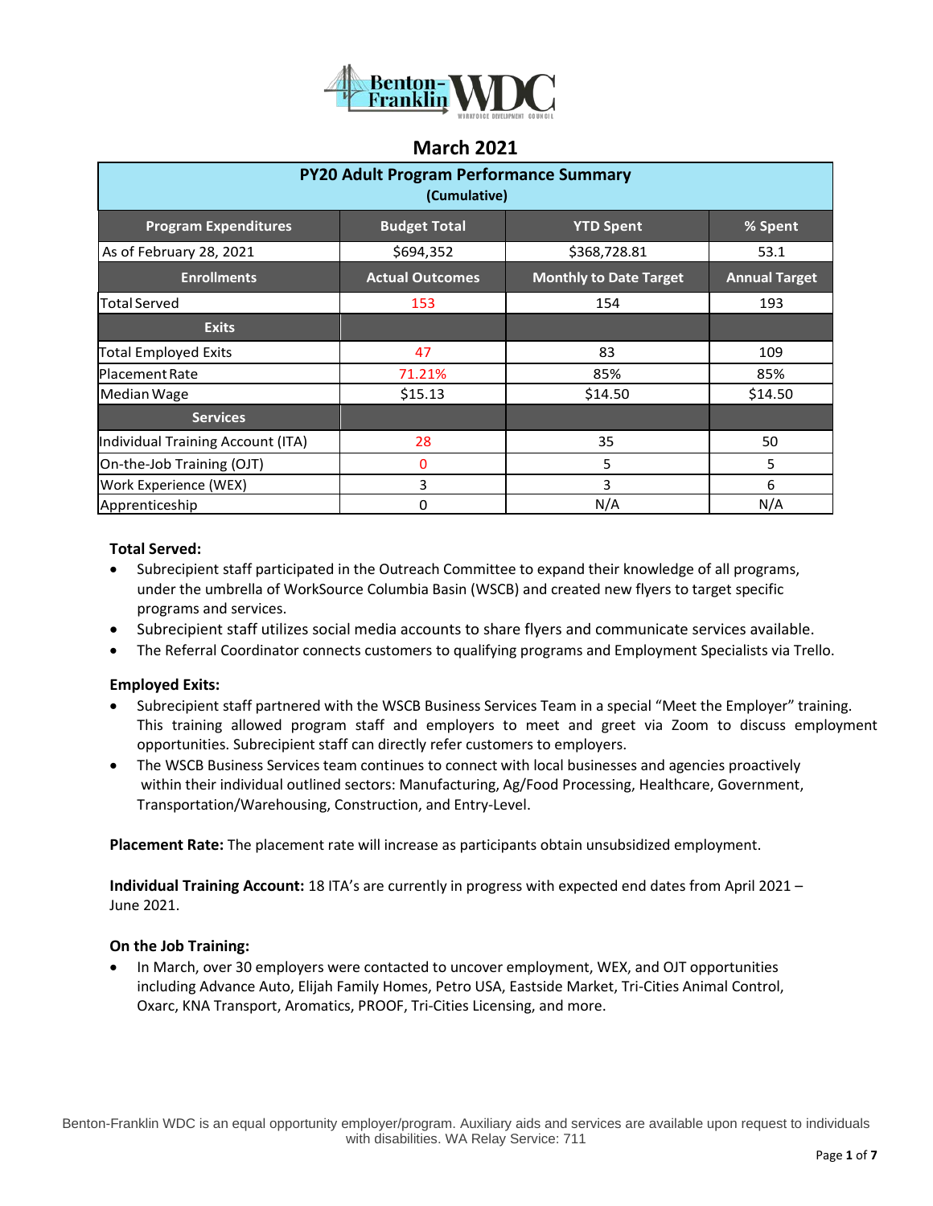Benton-Franklin WDC

## March 2021

| PY20 Adult Program Performance Summary (Cumulative) | | | |
|---|---|---|---|
| **Program Expenditures** | **Budget Total** | **YTD Spent** | **% Spent** |
| As of February 28, 2021 | $694,352 | $368,728.81 | 53.1 |
| **Enrollments** | **Actual Outcomes** | **Monthly to Date Target** | **Annual Target** |
| Total Served | 153 | 154 | 193 |
| **Exits** | | | |
| Total Employed Exits | 47 | 83 | 109 |
| Placement Rate | 71.21% | 85% | 85% |
| Median Wage | $15.13 | $14.50 | $14.50 |
| **Services** | | | |
| Individual Training Account (ITA) | 28 | 35 | 50 |
| On-the-Job Training (OJT) | 0 | 5 | 5 |
| Work Experience (WEX) | 3 | 3 | 6 |
| Apprenticeship | 0 | N/A | N/A |

**Total Served:**

- Subrecipient staff participated in the Outreach Committee to expand their knowledge of all programs, under the umbrella of WorkSource Columbia Basin (WSCB) and created new flyers to target specific programs and services.
- Subrecipient staff utilizes social media accounts to share flyers and communicate services available.
- The Referral Coordinator connects customers to qualifying programs and Employment Specialists via Trello.

**Employed Exits:**

- Subrecipient staff partnered with the WSCB Business Services Team in a special "Meet the Employer" training. This training allowed program staff and employers to meet and greet via Zoom to discuss employment opportunities. Subrecipient staff can directly refer customers to employers.
- The WSCB Business Services team continues to connect with local businesses and agencies proactively within their individual outlined sectors: Manufacturing, Ag/Food Processing, Healthcare, Government, Transportation/Warehousing, Construction, and Entry-Level.

**Placement Rate:** The placement rate will increase as participants obtain unsubsidized employment.

**Individual Training Account:** 18 ITA's are currently in progress with expected end dates from April 2021 – June 2021.

**On the Job Training:**

- In March, over 30 employers were contacted to uncover employment, WEX, and OJT opportunities including Advance Auto, Elijah Family Homes, Petro USA, Eastside Market, Tri-Cities Animal Control, Oxarc, KNA Transport, Aromatics, PROOF, Tri-Cities Licensing, and more.

Benton-Franklin WDC is an equal opportunity employer/program. Auxiliary aids and services are available upon request to individuals with disabilities. WA Relay Service: 711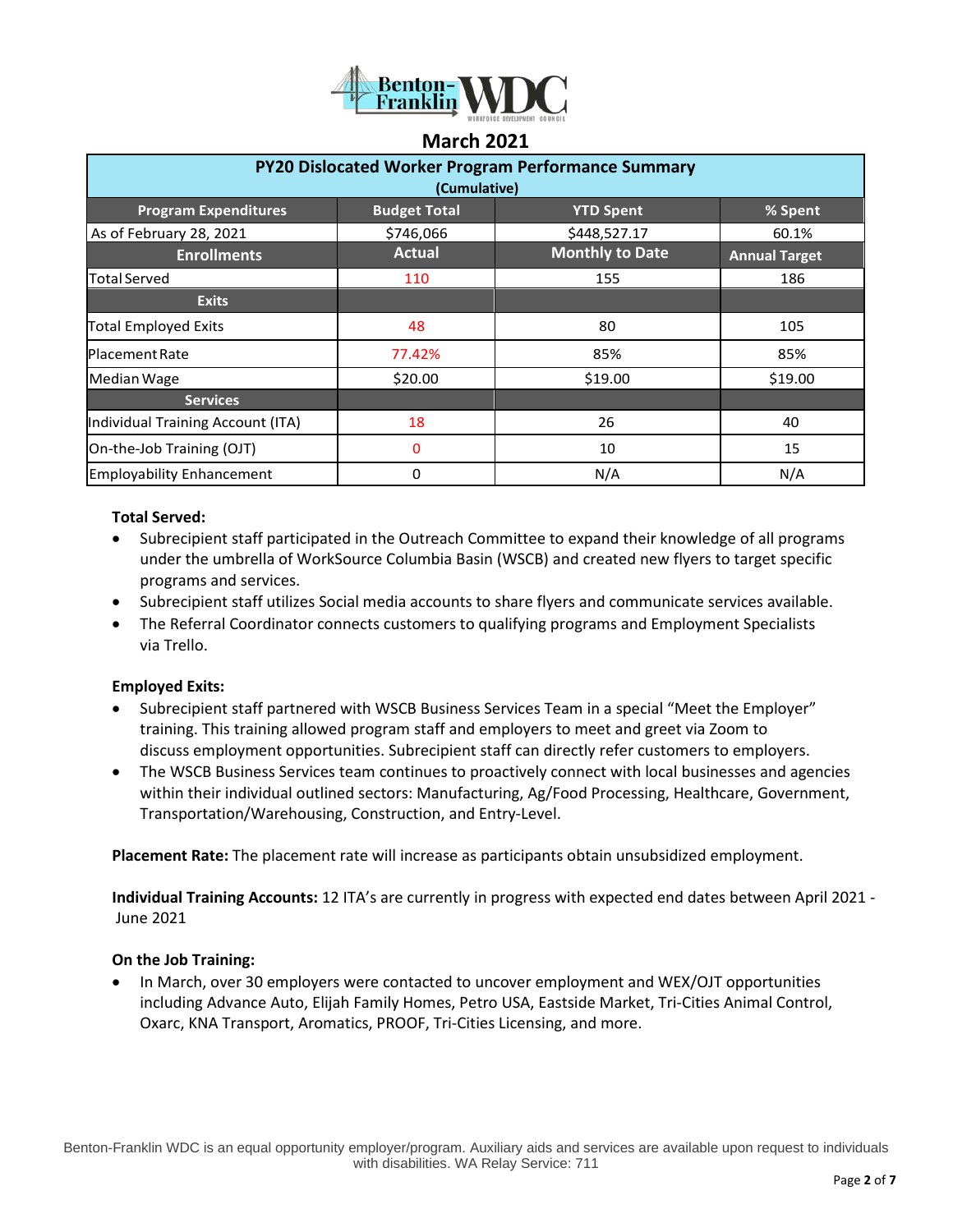## March 2021

| PY20 Dislocated Worker Program Performance Summary (Cumulative) | | | |
|---|---|---|---|
| **Program Expenditures** | **Budget Total** | **YTD Spent** | **% Spent** |
| As of February 28, 2021 | $746,066 | $448,527.17 | 60.1% |
| **Enrollments** | **Actual** | **Monthly to Date** | **Annual Target** |
| Total Served | 110 | 155 | 186 |
| **Exits** | | | |
| Total Employed Exits | 48 | 80 | 105 |
| Placement Rate | 77.42% | 85% | 85% |
| Median Wage | $20.00 | $19.00 | $19.00 |
| **Services** | | | |
| Individual Training Account (ITA) | 18 | 26 | 40 |
| On-the-Job Training (OJT) | 0 | 10 | 15 |
| Employability Enhancement | 0 | N/A | N/A |

**Total Served:**

- Subrecipient staff participated in the Outreach Committee to expand their knowledge of all programs under the umbrella of WorkSource Columbia Basin (WSCB) and created new flyers to target specific programs and services.
- Subrecipient staff utilizes Social media accounts to share flyers and communicate services available.
- The Referral Coordinator connects customers to qualifying programs and Employment Specialists via Trello.

**Employed Exits:**

- Subrecipient staff partnered with WSCB Business Services Team in a special "Meet the Employer" training. This training allowed program staff and employers to meet and greet via Zoom to discuss employment opportunities. Subrecipient staff can directly refer customers to employers.
- The WSCB Business Services team continues to proactively connect with local businesses and agencies within their individual outlined sectors: Manufacturing, Ag/Food Processing, Healthcare, Government, Transportation/Warehousing, Construction, and Entry-Level.

**Placement Rate:** The placement rate will increase as participants obtain unsubsidized employment.

**Individual Training Accounts:** 12 ITA's are currently in progress with expected end dates between April 2021 - June 2021

**On the Job Training:**

- In March, over 30 employers were contacted to uncover employment and WEX/OJT opportunities including Advance Auto, Elijah Family Homes, Petro USA, Eastside Market, Tri-Cities Animal Control, Oxarc, KNA Transport, Aromatics, PROOF, Tri-Cities Licensing, and more.

Benton-Franklin WDC is an equal opportunity employer/program. Auxiliary aids and services are available upon request to individuals with disabilities. WA Relay Service: 711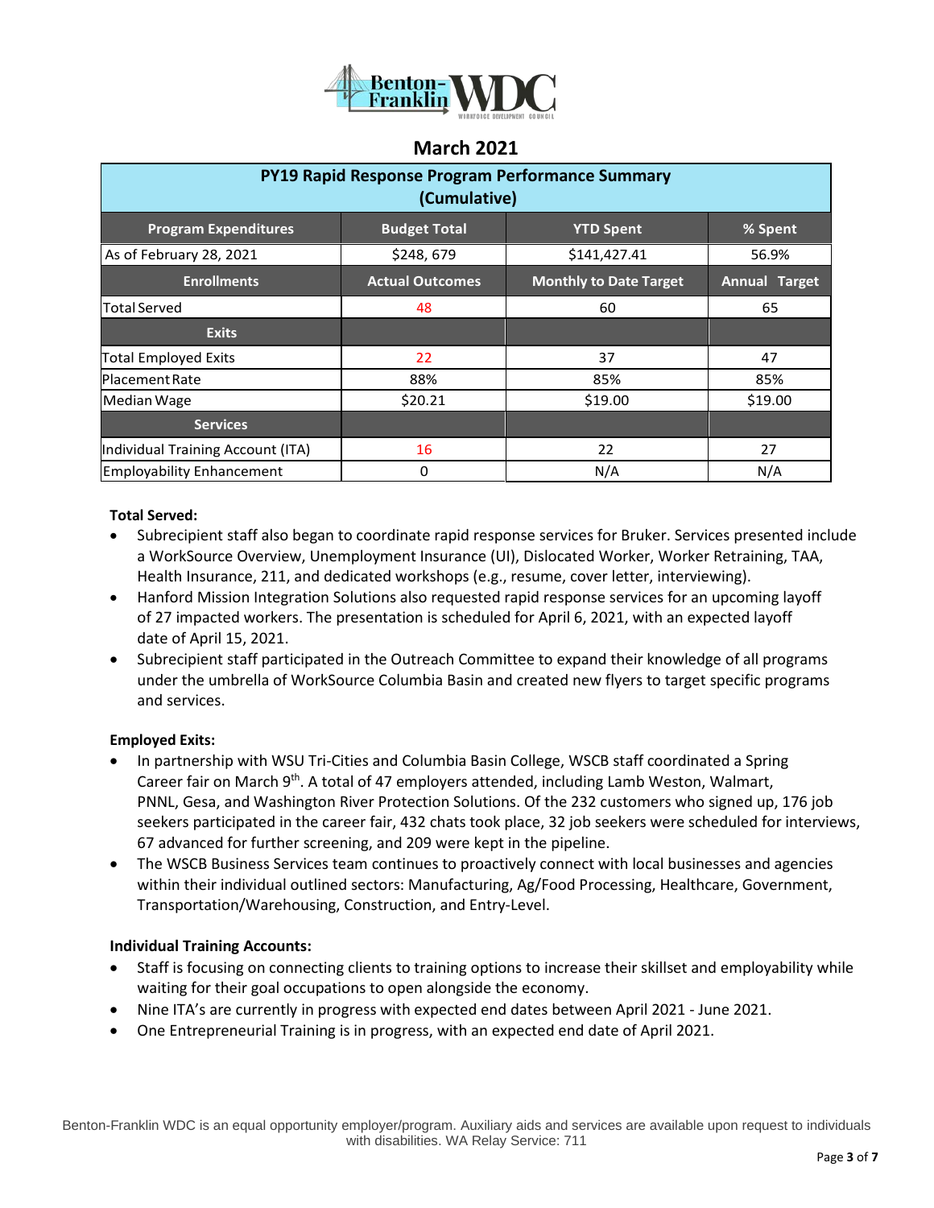## March 2021

| PY19 Rapid Response Program Performance Summary (Cumulative) | | | |
|---|---|---|---|
| **Program Expenditures** | **Budget Total** | **YTD Spent** | **% Spent** |
| As of February 28, 2021 | $248, 679 | $141,427.41 | 56.9% |
| **Enrollments** | **Actual Outcomes** | **Monthly to Date Target** | **Annual Target** |
| Total Served | 48 | 60 | 65 |
| **Exits** | | | |
| Total Employed Exits | 22 | 37 | 47 |
| Placement Rate | 88% | 85% | 85% |
| Median Wage | $20.21 | $19.00 | $19.00 |
| **Services** | | | |
| Individual Training Account (ITA) | 16 | 22 | 27 |
| Employability Enhancement | 0 | N/A | N/A |

**Total Served:**

- Subrecipient staff also began to coordinate rapid response services for Bruker. Services presented include a WorkSource Overview, Unemployment Insurance (UI), Dislocated Worker, Worker Retraining, TAA, Health Insurance, 211, and dedicated workshops (e.g., resume, cover letter, interviewing).
- Hanford Mission Integration Solutions also requested rapid response services for an upcoming layoff of 27 impacted workers. The presentation is scheduled for April 6, 2021, with an expected layoff date of April 15, 2021.
- Subrecipient staff participated in the Outreach Committee to expand their knowledge of all programs under the umbrella of WorkSource Columbia Basin and created new flyers to target specific programs and services.

**Employed Exits:**

- In partnership with WSU Tri-Cities and Columbia Basin College, WSCB staff coordinated a Spring Career fair on March 9th. A total of 47 employers attended, including Lamb Weston, Walmart, PNNL, Gesa, and Washington River Protection Solutions. Of the 232 customers who signed up, 176 job seekers participated in the career fair, 432 chats took place, 32 job seekers were scheduled for interviews, 67 advanced for further screening, and 209 were kept in the pipeline.
- The WSCB Business Services team continues to proactively connect with local businesses and agencies within their individual outlined sectors: Manufacturing, Ag/Food Processing, Healthcare, Government, Transportation/Warehousing, Construction, and Entry-Level.

**Individual Training Accounts:**

- Staff is focusing on connecting clients to training options to increase their skillset and employability while waiting for their goal occupations to open alongside the economy.
- Nine ITA's are currently in progress with expected end dates between April 2021 - June 2021.
- One Entrepreneurial Training is in progress, with an expected end date of April 2021.

Benton-Franklin WDC is an equal opportunity employer/program. Auxiliary aids and services are available upon request to individuals with disabilities. WA Relay Service: 711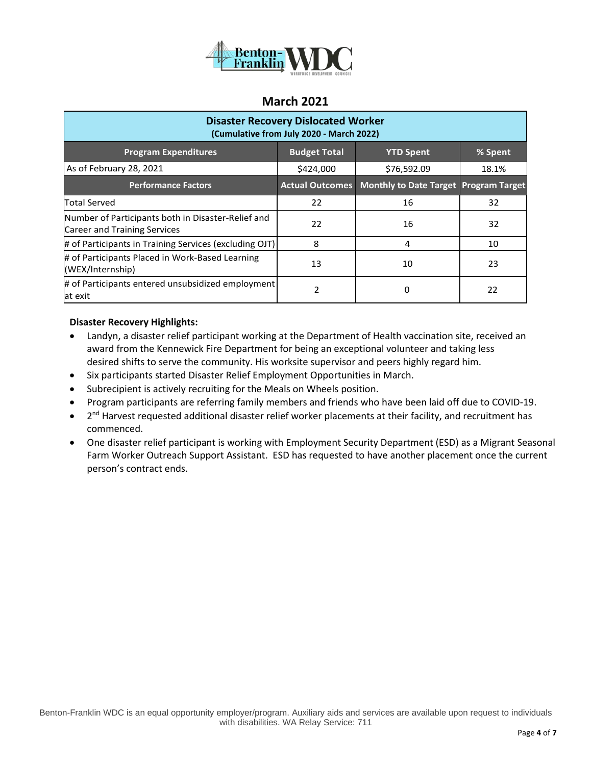## March 2021

| Disaster Recovery Dislocated Worker (Cumulative from July 2020 - March 2022) | | | |
|---|---|---|---|
| **Program Expenditures** | **Budget Total** | **YTD Spent** | **% Spent** |
| As of February 28, 2021 | $424,000 | $76,592.09 | 18.1% |
| **Performance Factors** | **Actual Outcomes** | **Monthly to Date Target** | **Program Target** |
| Total Served | 22 | 16 | 32 |
| Number of Participants both in Disaster-Relief and Career and Training Services | 22 | 16 | 32 |
| # of Participants in Training Services (excluding OJT) | 8 | 4 | 10 |
| # of Participants Placed in Work-Based Learning (WEX/Internship) | 13 | 10 | 23 |
| # of Participants entered unsubsidized employment at exit | 2 | 0 | 22 |

**Disaster Recovery Highlights:**

- Landyn, a disaster relief participant working at the Department of Health vaccination site, received an award from the Kennewick Fire Department for being an exceptional volunteer and taking less desired shifts to serve the community. His worksite supervisor and peers highly regard him.
- Six participants started Disaster Relief Employment Opportunities in March.
- Subrecipient is actively recruiting for the Meals on Wheels position.
- Program participants are referring family members and friends who have been laid off due to COVID-19.
- 2nd Harvest requested additional disaster relief worker placements at their facility, and recruitment has commenced.
- One disaster relief participant is working with Employment Security Department (ESD) as a Migrant Seasonal Farm Worker Outreach Support Assistant. ESD has requested to have another placement once the current person's contract ends.

Benton-Franklin WDC is an equal opportunity employer/program. Auxiliary aids and services are available upon request to individuals with disabilities. WA Relay Service: 711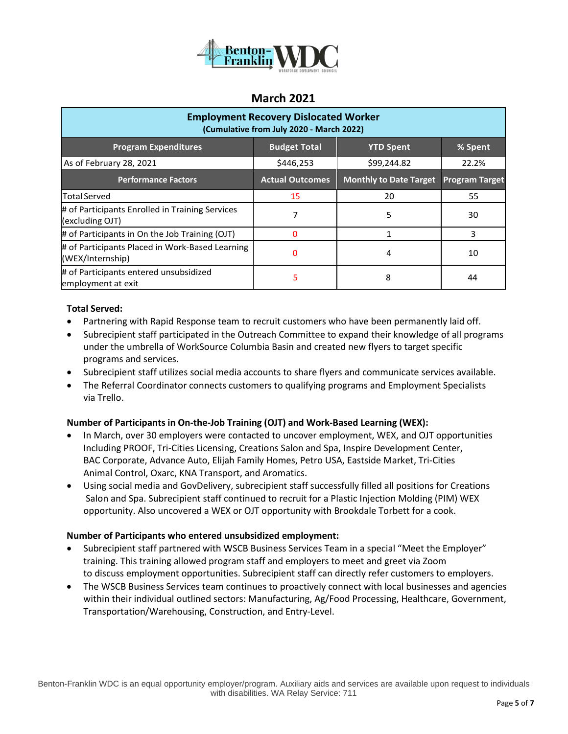## March 2021

| Employment Recovery Dislocated Worker (Cumulative from July 2020 - March 2022) | | | |
|---|---|---|---|
| **Program Expenditures** | **Budget Total** | **YTD Spent** | **% Spent** |
| As of February 28, 2021 | $446,253 | $99,244.82 | 22.2% |
| **Performance Factors** | **Actual Outcomes** | **Monthly to Date Target** | **Program Target** |
| Total Served | 15 | 20 | 55 |
| # of Participants Enrolled in Training Services (excluding OJT) | 7 | 5 | 30 |
| # of Participants in On the Job Training (OJT) | 0 | 1 | 3 |
| # of Participants Placed in Work-Based Learning (WEX/Internship) | 0 | 4 | 10 |
| # of Participants entered unsubsidized employment at exit | 5 | 8 | 44 |

**Total Served:**

- Partnering with Rapid Response team to recruit customers who have been permanently laid off.
- Subrecipient staff participated in the Outreach Committee to expand their knowledge of all programs under the umbrella of WorkSource Columbia Basin and created new flyers to target specific programs and services.
- Subrecipient staff utilizes social media accounts to share flyers and communicate services available.
- The Referral Coordinator connects customers to qualifying programs and Employment Specialists via Trello.

**Number of Participants in On-the-Job Training (OJT) and Work-Based Learning (WEX):**

- In March, over 30 employers were contacted to uncover employment, WEX, and OJT opportunities Including PROOF, Tri-Cities Licensing, Creations Salon and Spa, Inspire Development Center, BAC Corporate, Advance Auto, Elijah Family Homes, Petro USA, Eastside Market, Tri-Cities Animal Control, Oxarc, KNA Transport, and Aromatics.
- Using social media and GovDelivery, subrecipient staff successfully filled all positions for Creations Salon and Spa. Subrecipient staff continued to recruit for a Plastic Injection Molding (PIM) WEX opportunity. Also uncovered a WEX or OJT opportunity with Brookdale Torbett for a cook.

**Number of Participants who entered unsubsidized employment:**

- Subrecipient staff partnered with WSCB Business Services Team in a special "Meet the Employer" training. This training allowed program staff and employers to meet and greet via Zoom to discuss employment opportunities. Subrecipient staff can directly refer customers to employers.
- The WSCB Business Services team continues to proactively connect with local businesses and agencies within their individual outlined sectors: Manufacturing, Ag/Food Processing, Healthcare, Government, Transportation/Warehousing, Construction, and Entry-Level.

Benton-Franklin WDC is an equal opportunity employer/program. Auxiliary aids and services are available upon request to individuals with disabilities. WA Relay Service: 711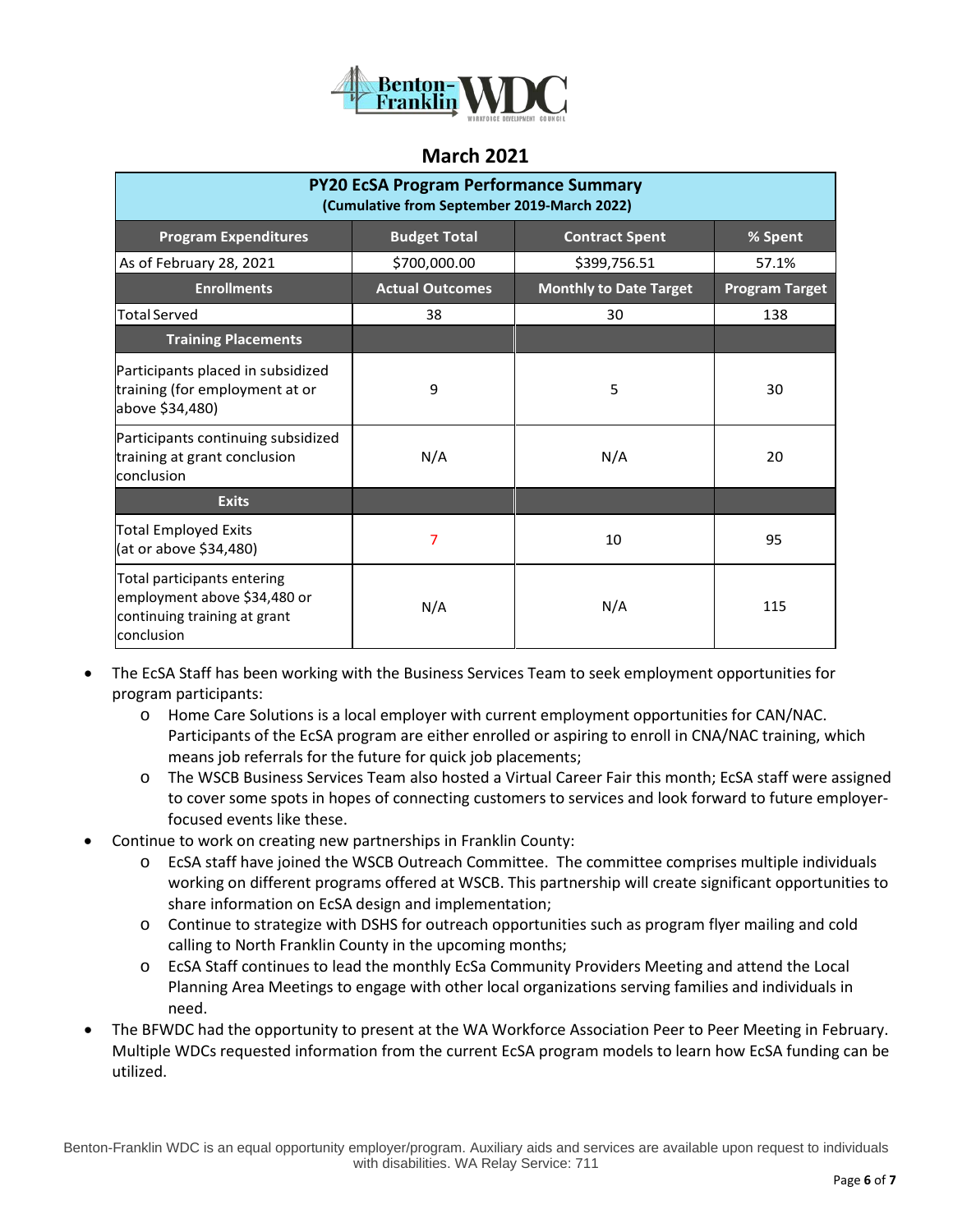## March 2021

| PY20 EcSA Program Performance Summary (Cumulative from September 2019-March 2022) | | | |
|---|---|---|---|
| **Program Expenditures** | **Budget Total** | **Contract Spent** | **% Spent** |
| As of February 28, 2021 | $700,000.00 | $399,756.51 | 57.1% |
| **Enrollments** | **Actual Outcomes** | **Monthly to Date Target** | **Program Target** |
| Total Served | 38 | 30 | 138 |
| **Training Placements** | | | |
| Participants placed in subsidized training (for employment at or above $34,480) | 9 | 5 | 30 |
| Participants continuing subsidized training at grant conclusion conclusion | N/A | N/A | 20 |
| **Exits** | | | |
| Total Employed Exits (at or above $34,480) | 7 | 10 | 95 |
| Total participants entering employment above $34,480 or continuing training at grant conclusion | N/A | N/A | 115 |

- The EcSA Staff has been working with the Business Services Team to seek employment opportunities for program participants:
  - Home Care Solutions is a local employer with current employment opportunities for CAN/NAC. Participants of the EcSA program are either enrolled or aspiring to enroll in CNA/NAC training, which means job referrals for the future for quick job placements;
  - The WSCB Business Services Team also hosted a Virtual Career Fair this month; EcSA staff were assigned to cover some spots in hopes of connecting customers to services and look forward to future employer-focused events like these.
- Continue to work on creating new partnerships in Franklin County:
  - EcSA staff have joined the WSCB Outreach Committee. The committee comprises multiple individuals working on different programs offered at WSCB. This partnership will create significant opportunities to share information on EcSA design and implementation;
  - Continue to strategize with DSHS for outreach opportunities such as program flyer mailing and cold calling to North Franklin County in the upcoming months;
  - EcSA Staff continues to lead the monthly EcSa Community Providers Meeting and attend the Local Planning Area Meetings to engage with other local organizations serving families and individuals in need.
- The BFWDC had the opportunity to present at the WA Workforce Association Peer to Peer Meeting in February. Multiple WDCs requested information from the current EcSA program models to learn how EcSA funding can be utilized.

Benton-Franklin WDC is an equal opportunity employer/program. Auxiliary aids and services are available upon request to individuals with disabilities. WA Relay Service: 711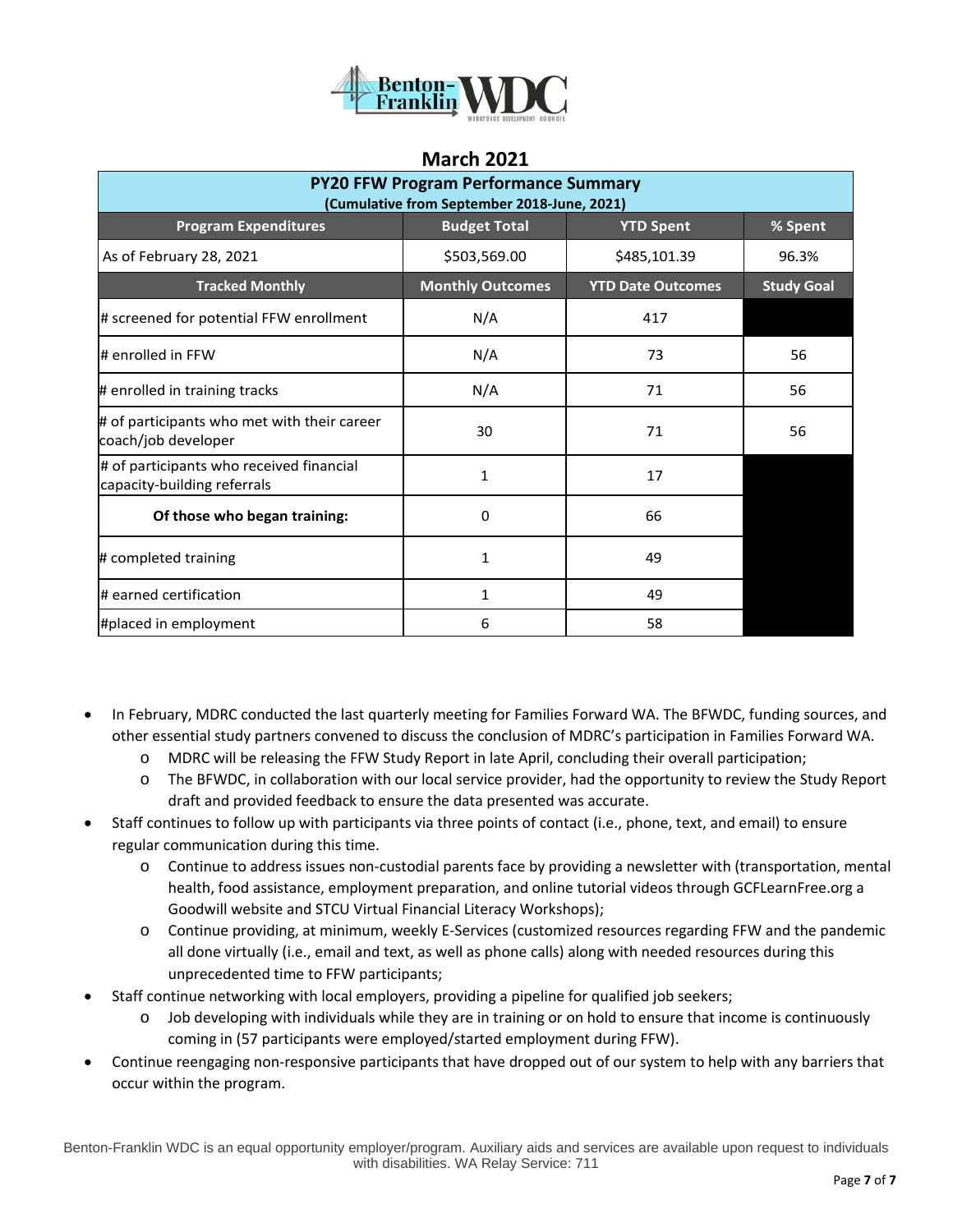## March 2021

| PY20 FFW Program Performance Summary (Cumulative from September 2018-June, 2021) | | | |
|---|---|---|---|
| **Program Expenditures** | **Budget Total** | **YTD Spent** | **% Spent** |
| As of February 28, 2021 | $503,569.00 | $485,101.39 | 96.3% |
| **Tracked Monthly** | **Monthly Outcomes** | **YTD Date Outcomes** | **Study Goal** |
| # screened for potential FFW enrollment | N/A | 417 | |
| # enrolled in FFW | N/A | 73 | 56 |
| # enrolled in training tracks | N/A | 71 | 56 |
| # of participants who met with their career coach/job developer | 30 | 71 | 56 |
| # of participants who received financial capacity-building referrals | 1 | 17 | |
| **Of those who began training:** | 0 | 66 | |
| # completed training | 1 | 49 | |
| # earned certification | 1 | 49 | |
| #placed in employment | 6 | 58 | |

- In February, MDRC conducted the last quarterly meeting for Families Forward WA. The BFWDC, funding sources, and other essential study partners convened to discuss the conclusion of MDRC's participation in Families Forward WA.
  - MDRC will be releasing the FFW Study Report in late April, concluding their overall participation;
  - The BFWDC, in collaboration with our local service provider, had the opportunity to review the Study Report draft and provided feedback to ensure the data presented was accurate.
- Staff continues to follow up with participants via three points of contact (i.e., phone, text, and email) to ensure regular communication during this time.
  - Continue to address issues non-custodial parents face by providing a newsletter with (transportation, mental health, food assistance, employment preparation, and online tutorial videos through GCFLearnFree.org a Goodwill website and STCU Virtual Financial Literacy Workshops);
  - Continue providing, at minimum, weekly E-Services (customized resources regarding FFW and the pandemic all done virtually (i.e., email and text, as well as phone calls) along with needed resources during this unprecedented time to FFW participants;
- Staff continue networking with local employers, providing a pipeline for qualified job seekers;
  - Job developing with individuals while they are in training or on hold to ensure that income is continuously coming in (57 participants were employed/started employment during FFW).
- Continue reengaging non-responsive participants that have dropped out of our system to help with any barriers that occur within the program.

Benton-Franklin WDC is an equal opportunity employer/program. Auxiliary aids and services are available upon request to individuals with disabilities. WA Relay Service: 711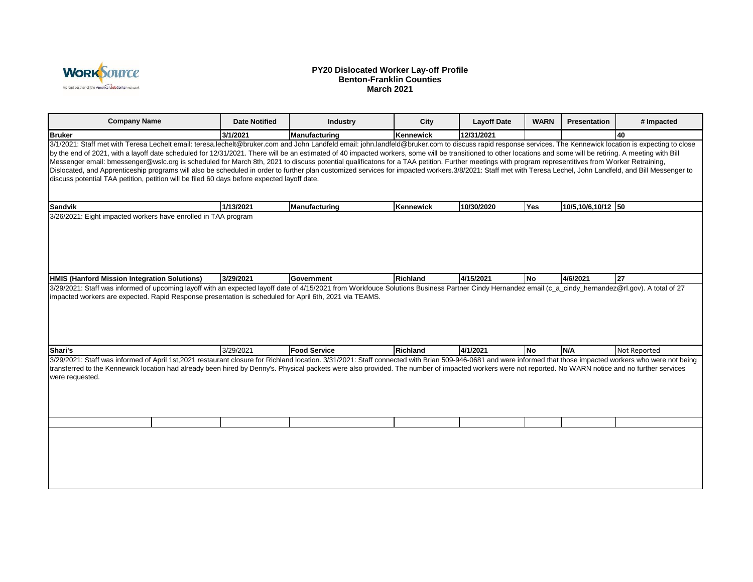**PY20 Dislocated Worker Lay-off Profile**
**Benton-Franklin Counties**
**March 2021**

| Company Name | Date Notified | Industry | City | Layoff Date | WARN | Presentation | # Impacted |
|---|---|---|---|---|---|---|---|
| **Bruker** | **3/1/2021** | **Manufacturing** | **Kennewick** | **12/31/2021** | | | **40** |
| 3/1/2021: Staff met with Teresa Lechelt email: teresa.lechelt@bruker.com and John Landfeld email: john.landfeld@bruker.com to discuss rapid response services. The Kennewick location is expecting to close by the end of 2021, with a layoff date scheduled for 12/31/2021. There will be an estimated of 40 impacted workers, some will be transitioned to other locations and some will be retiring. A meeting with Bill Messenger email: bmessenger@wslc.org is scheduled for March 8th, 2021 to discuss potential qualificatons for a TAA petition. Further meetings with program representitives from Worker Retraining, Dislocated, and Apprenticeship programs will also be scheduled in order to further plan customized services for impacted workers.3/8/2021: Staff met with Teresa Lechel, John Landfeld, and Bill Messenger to discuss potential TAA petition, petition will be filed 60 days before expected layoff date. | | | | | | | |
| **Sandvik** | **1/13/2021** | **Manufacturing** | **Kennewick** | **10/30/2020** | **Yes** | **10/5,10/6,10/12** | **50** |
| 3/26/2021: Eight impacted workers have enrolled in TAA program | | | | | | | |
| **HMIS (Hanford Mission Integration Solutions)** | **3/29/2021** | **Government** | **Richland** | **4/15/2021** | **No** | **4/6/2021** | **27** |
| 3/29/2021: Staff was informed of upcoming layoff with an expected layoff date of 4/15/2021 from Workfouce Solutions Business Partner Cindy Hernandez email (c_a_cindy_hernandez@rl.gov). A total of 27 impacted workers are expected. Rapid Response presentation is scheduled for April 6th, 2021 via TEAMS. | | | | | | | |
| **Shari's** | 3/29/2021 | **Food Service** | **Richland** | **4/1/2021** | **No** | **N/A** | Not Reported |
| 3/29/2021: Staff was informed of April 1st,2021 restaurant closure for Richland location. 3/31/2021: Staff connected with Brian 509-946-0681 and were informed that those impacted workers who were not being transferred to the Kennewick location had already been hired by Denny's. Physical packets were also provided. The number of impacted workers were not reported. No WARN notice and no further services were requested. | | | | | | | |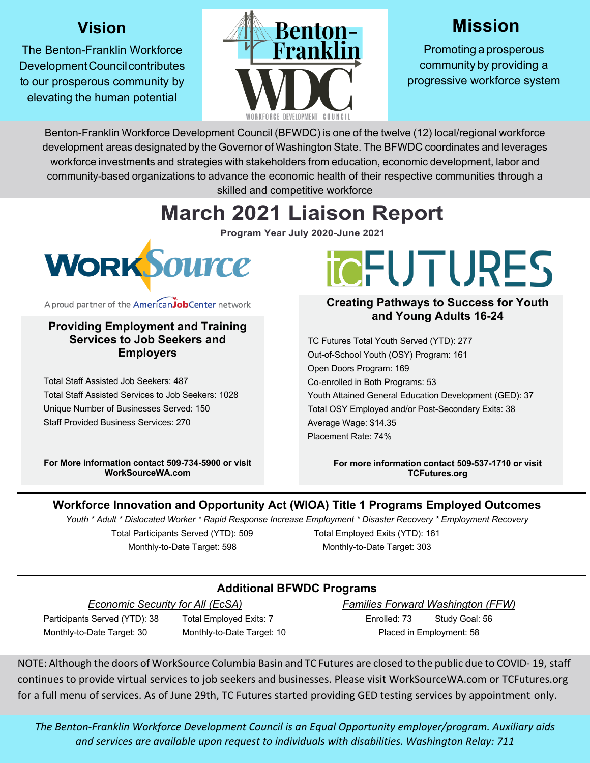## Vision

The Benton-Franklin Workforce Development Council contributes to our prosperous community by elevating the human potential

Benton-Franklin WDC
WORKFORCE DEVELOPMENT COUNCIL

## Mission

Promoting a prosperous community by providing a progressive workforce system

Benton-Franklin Workforce Development Council (BFWDC) is one of the twelve (12) local/regional workforce development areas designated by the Governor of Washington State. The BFWDC coordinates and leverages workforce investments and strategies with stakeholders from education, economic development, labor and community-based organizations to advance the economic health of their respective communities through a skilled and competitive workforce

# March 2021 Liaison Report

**Program Year July 2020-June 2021**

## WorkSource

A proud partner of the AmericanJobCenter network

### Providing Employment and Training Services to Job Seekers and Employers

Total Staff Assisted Job Seekers: 487
Total Staff Assisted Services to Job Seekers: 1028
Unique Number of Businesses Served: 150
Staff Provided Business Services: 270

**For More information contact 509-734-5900 or visit WorkSourceWA.com**

## TC FUTURES

### Creating Pathways to Success for Youth and Young Adults 16-24

TC Futures Total Youth Served (YTD): 277
Out-of-School Youth (OSY) Program: 161
Open Doors Program: 169
Co-enrolled in Both Programs: 53
Youth Attained General Education Development (GED): 37
Total OSY Employed and/or Post-Secondary Exits: 38
Average Wage: $14.35
Placement Rate: 74%

**For more information contact 509-537-1710 or visit TCFutures.org**

### Workforce Innovation and Opportunity Act (WIOA) Title 1 Programs Employed Outcomes

*Youth * Adult * Dislocated Worker * Rapid Response Increase Employment * Disaster Recovery * Employment Recovery*

Total Participants Served (YTD): 509
Monthly-to-Date Target: 598

Total Employed Exits (YTD): 161
Monthly-to-Date Target: 303

### Additional BFWDC Programs

*Economic Security for All (EcSA)*

Participants Served (YTD): 38
Monthly-to-Date Target: 30
Total Employed Exits: 7
Monthly-to-Date Target: 10

*Families Forward Washington (FFW)*

Enrolled: 73
Study Goal: 56
Placed in Employment: 58

NOTE: Although the doors of WorkSource Columbia Basin and TC Futures are closed to the public due to COVID- 19, staff continues to provide virtual services to job seekers and businesses. Please visit WorkSourceWA.com or TCFutures.org for a full menu of services. As of June 29th, TC Futures started providing GED testing services by appointment only.

*The Benton-Franklin Workforce Development Council is an Equal Opportunity employer/program. Auxiliary aids and services are available upon request to individuals with disabilities. Washington Relay: 711*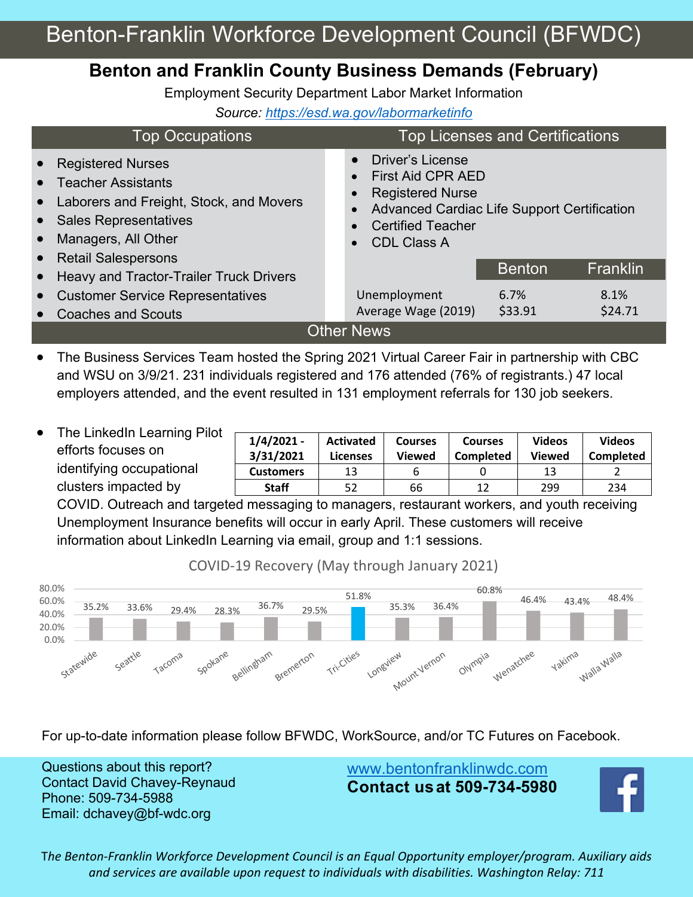# Benton-Franklin Workforce Development Council (BFWDC)

## Benton and Franklin County Business Demands (February)

Employment Security Department Labor Market Information

*Source: https://esd.wa.gov/labormarketinfo*

### Top Occupations

- Registered Nurses
- Teacher Assistants
- Laborers and Freight, Stock, and Movers
- Sales Representatives
- Managers, All Other
- Retail Salespersons
- Heavy and Tractor-Trailer Truck Drivers
- Customer Service Representatives
- Coaches and Scouts

### Top Licenses and Certifications

- Driver's License
- First Aid CPR AED
- Registered Nurse
- Advanced Cardiac Life Support Certification
- Certified Teacher
- CDL Class A

| | Benton | Franklin |
|---|---|---|
| Unemployment | 6.7% | 8.1% |
| Average Wage (2019) | $33.91 | $24.71 |

### Other News

- The Business Services Team hosted the Spring 2021 Virtual Career Fair in partnership with CBC and WSU on 3/9/21. 231 individuals registered and 176 attended (76% of registrants.) 47 local employers attended, and the event resulted in 131 employment referrals for 130 job seekers.

- The LinkedIn Learning Pilot efforts focuses on identifying occupational clusters impacted by COVID. Outreach and targeted messaging to managers, restaurant workers, and youth receiving Unemployment Insurance benefits will occur in early April. These customers will receive information about LinkedIn Learning via email, group and 1:1 sessions.

| 1/4/2021 - 3/31/2021 | Activated Licenses | Courses Viewed | Courses Completed | Videos Viewed | Videos Completed |
|---|---|---|---|---|---|
| Customers | 13 | 6 | 0 | 13 | 2 |
| Staff | 52 | 66 | 12 | 299 | 234 |

### COVID-19 Recovery (May through January 2021)

| Area | Recovery |
|---|---|
| Statewide | 35.2% |
| Seattle | 33.6% |
| Tacoma | 29.4% |
| Spokane | 28.3% |
| Bellingham | 36.7% |
| Bremerton | 29.5% |
| Tri-Cities | 51.8% |
| Longview | 35.3% |
| Mount Vernon | 36.4% |
| Olympia | 60.8% |
| Wenatchee | 46.4% |
| Yakima | 43.4% |
| Walla Walla | 48.4% |

For up-to-date information please follow BFWDC, WorkSource, and/or TC Futures on Facebook.

Questions about this report?
Contact David Chavey-Reynaud
Phone: 509-734-5988
Email: dchavey@bf-wdc.org

www.bentonfranklinwdc.com
**Contact us at 509-734-5980**

*The Benton-Franklin Workforce Development Council is an Equal Opportunity employer/program. Auxiliary aids and services are available upon request to individuals with disabilities. Washington Relay: 711*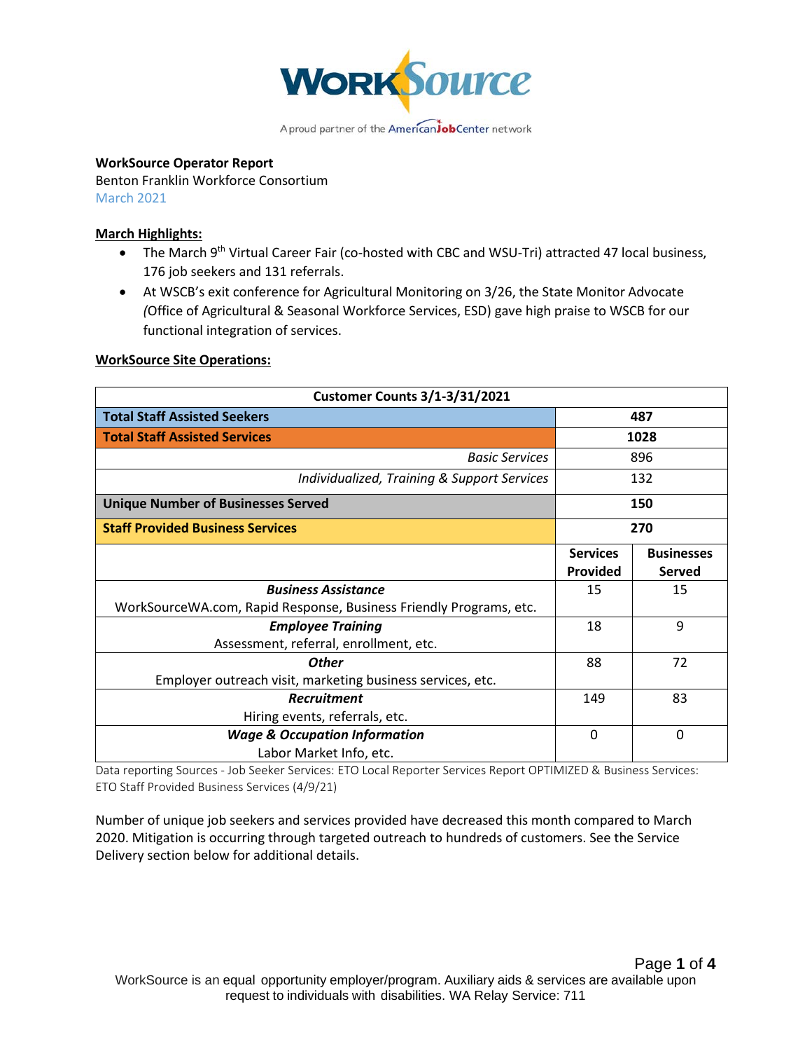**WorkSource Operator Report**
Benton Franklin Workforce Consortium
March 2021

**March Highlights:**

- The March 9th Virtual Career Fair (co-hosted with CBC and WSU-Tri) attracted 47 local business, 176 job seekers and 131 referrals.
- At WSCB's exit conference for Agricultural Monitoring on 3/26, the State Monitor Advocate (Office of Agricultural & Seasonal Workforce Services, ESD) gave high praise to WSCB for our functional integration of services.

**WorkSource Site Operations:**

| Customer Counts 3/1-3/31/2021 | | |
|---|---|---|
| **Total Staff Assisted Seekers** | **487** | |
| **Total Staff Assisted Services** | **1028** | |
| *Basic Services* | 896 | |
| *Individualized, Training & Support Services* | 132 | |
| **Unique Number of Businesses Served** | **150** | |
| **Staff Provided Business Services** | **270** | |
| | **Services Provided** | **Businesses Served** |
| ***Business Assistance*** WorkSourceWA.com, Rapid Response, Business Friendly Programs, etc. | 15 | 15 |
| ***Employee Training*** Assessment, referral, enrollment, etc. | 18 | 9 |
| ***Other*** Employer outreach visit, marketing business services, etc. | 88 | 72 |
| ***Recruitment*** Hiring events, referrals, etc. | 149 | 83 |
| ***Wage & Occupation Information*** Labor Market Info, etc. | 0 | 0 |

Data reporting Sources - Job Seeker Services: ETO Local Reporter Services Report OPTIMIZED & Business Services: ETO Staff Provided Business Services (4/9/21)

Number of unique job seekers and services provided have decreased this month compared to March 2020. Mitigation is occurring through targeted outreach to hundreds of customers. See the Service Delivery section below for additional details.

WorkSource is an equal opportunity employer/program. Auxiliary aids & services are available upon request to individuals with disabilities. WA Relay Service: 711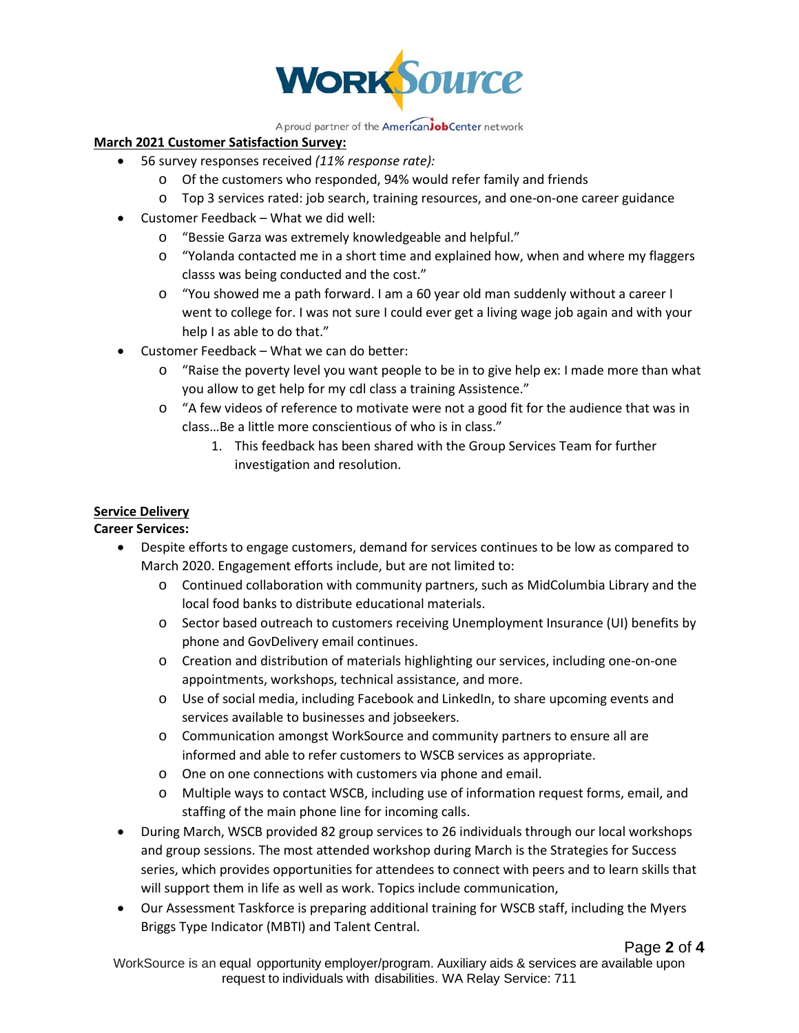**March 2021 Customer Satisfaction Survey:**

- 56 survey responses received *(11% response rate):*
  - Of the customers who responded, 94% would refer family and friends
  - Top 3 services rated: job search, training resources, and one-on-one career guidance
- Customer Feedback – What we did well:
  - "Bessie Garza was extremely knowledgeable and helpful."
  - "Yolanda contacted me in a short time and explained how, when and where my flaggers classs was being conducted and the cost."
  - "You showed me a path forward. I am a 60 year old man suddenly without a career I went to college for. I was not sure I could ever get a living wage job again and with your help I as able to do that."
- Customer Feedback – What we can do better:
  - "Raise the poverty level you want people to be in to give help ex: I made more than what you allow to get help for my cdl class a training Assistence."
  - "A few videos of reference to motivate were not a good fit for the audience that was in class…Be a little more conscientious of who is in class."
    1. This feedback has been shared with the Group Services Team for further investigation and resolution.

**Service Delivery**

**Career Services:**

- Despite efforts to engage customers, demand for services continues to be low as compared to March 2020. Engagement efforts include, but are not limited to:
  - Continued collaboration with community partners, such as MidColumbia Library and the local food banks to distribute educational materials.
  - Sector based outreach to customers receiving Unemployment Insurance (UI) benefits by phone and GovDelivery email continues.
  - Creation and distribution of materials highlighting our services, including one-on-one appointments, workshops, technical assistance, and more.
  - Use of social media, including Facebook and LinkedIn, to share upcoming events and services available to businesses and jobseekers.
  - Communication amongst WorkSource and community partners to ensure all are informed and able to refer customers to WSCB services as appropriate.
  - One on one connections with customers via phone and email.
  - Multiple ways to contact WSCB, including use of information request forms, email, and staffing of the main phone line for incoming calls.
- During March, WSCB provided 82 group services to 26 individuals through our local workshops and group sessions. The most attended workshop during March is the Strategies for Success series, which provides opportunities for attendees to connect with peers and to learn skills that will support them in life as well as work. Topics include communication,
- Our Assessment Taskforce is preparing additional training for WSCB staff, including the Myers Briggs Type Indicator (MBTI) and Talent Central.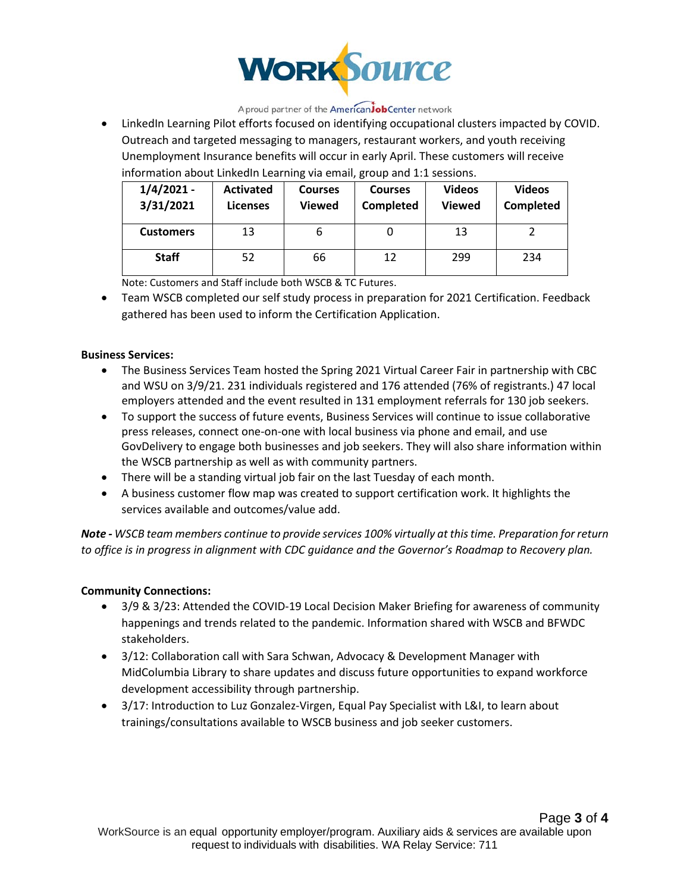- LinkedIn Learning Pilot efforts focused on identifying occupational clusters impacted by COVID. Outreach and targeted messaging to managers, restaurant workers, and youth receiving Unemployment Insurance benefits will occur in early April. These customers will receive information about LinkedIn Learning via email, group and 1:1 sessions.

| 1/4/2021 - 3/31/2021 | Activated Licenses | Courses Viewed | Courses Completed | Videos Viewed | Videos Completed |
|---|---|---|---|---|---|
| Customers | 13 | 6 | 0 | 13 | 2 |
| Staff | 52 | 66 | 12 | 299 | 234 |

Note: Customers and Staff include both WSCB & TC Futures.

- Team WSCB completed our self study process in preparation for 2021 Certification. Feedback gathered has been used to inform the Certification Application.

**Business Services:**

- The Business Services Team hosted the Spring 2021 Virtual Career Fair in partnership with CBC and WSU on 3/9/21. 231 individuals registered and 176 attended (76% of registrants.) 47 local employers attended and the event resulted in 131 employment referrals for 130 job seekers.
- To support the success of future events, Business Services will continue to issue collaborative press releases, connect one-on-one with local business via phone and email, and use GovDelivery to engage both businesses and job seekers. They will also share information within the WSCB partnership as well as with community partners.
- There will be a standing virtual job fair on the last Tuesday of each month.
- A business customer flow map was created to support certification work. It highlights the services available and outcomes/value add.

***Note -** WSCB team members continue to provide services 100% virtually at this time. Preparation for return to office is in progress in alignment with CDC guidance and the Governor's Roadmap to Recovery plan.*

**Community Connections:**

- 3/9 & 3/23: Attended the COVID-19 Local Decision Maker Briefing for awareness of community happenings and trends related to the pandemic. Information shared with WSCB and BFWDC stakeholders.
- 3/12: Collaboration call with Sara Schwan, Advocacy & Development Manager with MidColumbia Library to share updates and discuss future opportunities to expand workforce development accessibility through partnership.
- 3/17: Introduction to Luz Gonzalez-Virgen, Equal Pay Specialist with L&I, to learn about trainings/consultations available to WSCB business and job seeker customers.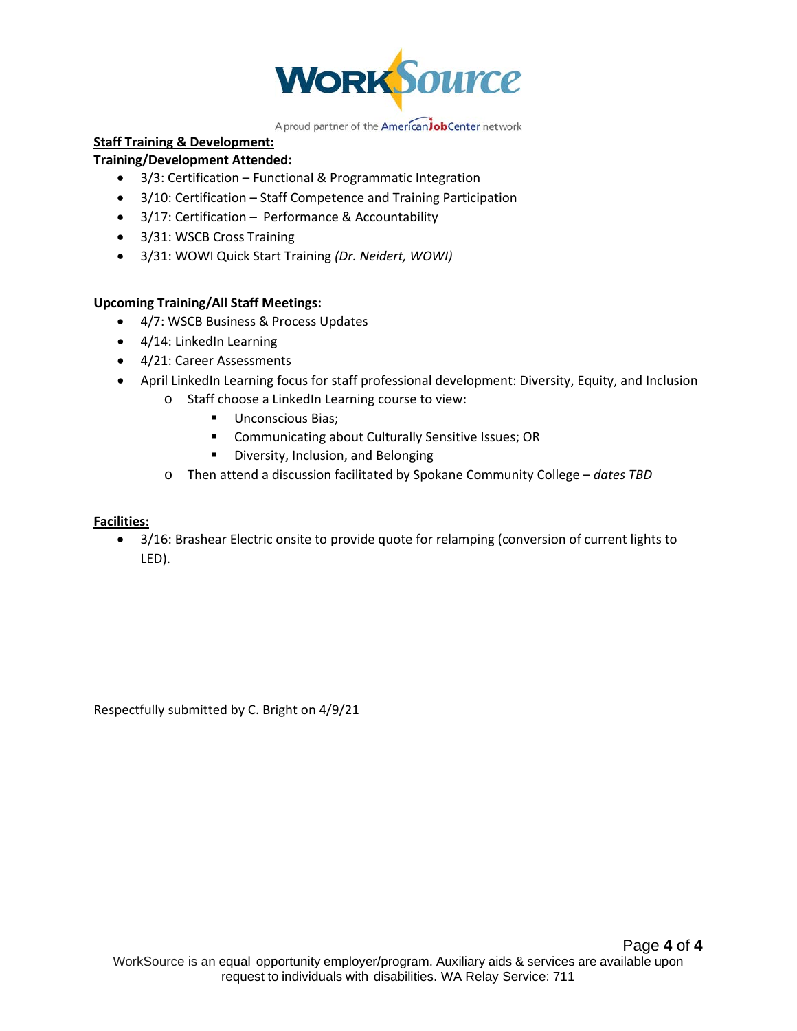**Staff Training & Development:**

**Training/Development Attended:**

- 3/3: Certification – Functional & Programmatic Integration
- 3/10: Certification – Staff Competence and Training Participation
- 3/17: Certification – Performance & Accountability
- 3/31: WSCB Cross Training
- 3/31: WOWI Quick Start Training *(Dr. Neidert, WOWI)*

**Upcoming Training/All Staff Meetings:**

- 4/7: WSCB Business & Process Updates
- 4/14: LinkedIn Learning
- 4/21: Career Assessments
- April LinkedIn Learning focus for staff professional development: Diversity, Equity, and Inclusion
  - Staff choose a LinkedIn Learning course to view:
    - Unconscious Bias;
    - Communicating about Culturally Sensitive Issues; OR
    - Diversity, Inclusion, and Belonging
  - Then attend a discussion facilitated by Spokane Community College – *dates TBD*

**Facilities:**

- 3/16: Brashear Electric onsite to provide quote for relamping (conversion of current lights to LED).

Respectfully submitted by C. Bright on 4/9/21

WorkSource is an equal opportunity employer/program. Auxiliary aids & services are available upon request to individuals with disabilities. WA Relay Service: 711